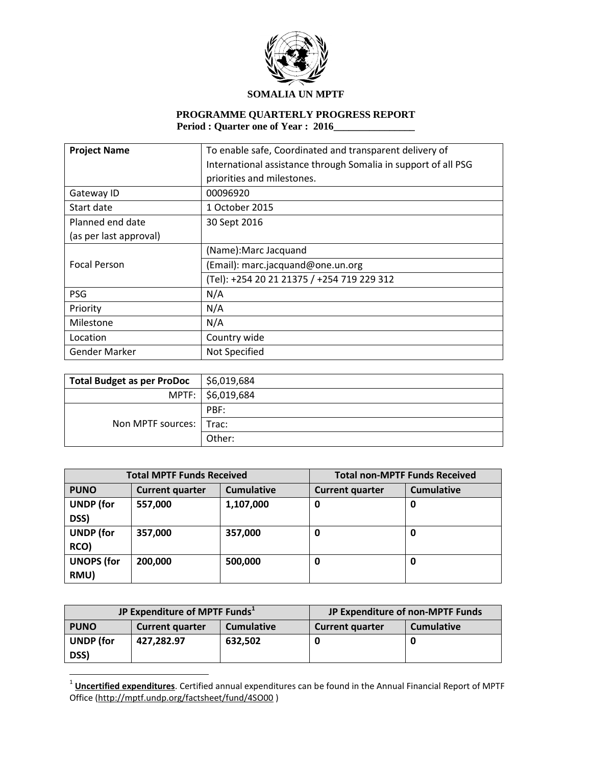**SOMALIA UN MPTF**

**PROGRAMME QUARTERLY PROGRESS REPORT**
**Period : Quarter one of Year : 2016________________**

| **Project Name** | To enable safe, Coordinated and transparent delivery of International assistance through Somalia in support of all PSG priorities and milestones. |
|---|---|
| Gateway ID | 00096920 |
| Start date | 1 October 2015 |
| Planned end date (as per last approval) | 30 Sept 2016 |
| Focal Person | (Name):Marc Jacquand |
| | (Email): marc.jacquand@one.un.org |
| | (Tel): +254 20 21 21375 / +254 719 229 312 |
| PSG | N/A |
| Priority | N/A |
| Milestone | N/A |
| Location | Country wide |
| Gender Marker | Not Specified |

| **Total Budget as per ProDoc** | $6,019,684 |
|---|---|
| MPTF: | $6,019,684 |
| Non MPTF sources: | PBF: |
| | Trac: |
| | Other: |

| **Total MPTF Funds Received** | | | **Total non-MPTF Funds Received** | |
|---|---|---|---|---|
| **PUNO** | **Current quarter** | **Cumulative** | **Current quarter** | **Cumulative** |
| **UNDP (for DSS)** | **557,000** | **1,107,000** | **0** | **0** |
| **UNDP (for RCO)** | **357,000** | **357,000** | **0** | **0** |
| **UNOPS (for RMU)** | **200,000** | **500,000** | **0** | **0** |

| **JP Expenditure of MPTF Funds[1]** | | | **JP Expenditure of non-MPTF Funds** | |
|---|---|---|---|---|
| **PUNO** | **Current quarter** | **Cumulative** | **Current quarter** | **Cumulative** |
| **UNDP (for DSS)** | **427,282.97** | **632,502** | **0** | **0** |

[1] **Uncertified expenditures**. Certified annual expenditures can be found in the Annual Financial Report of MPTF Office (http://mptf.undp.org/factsheet/fund/4SO00 )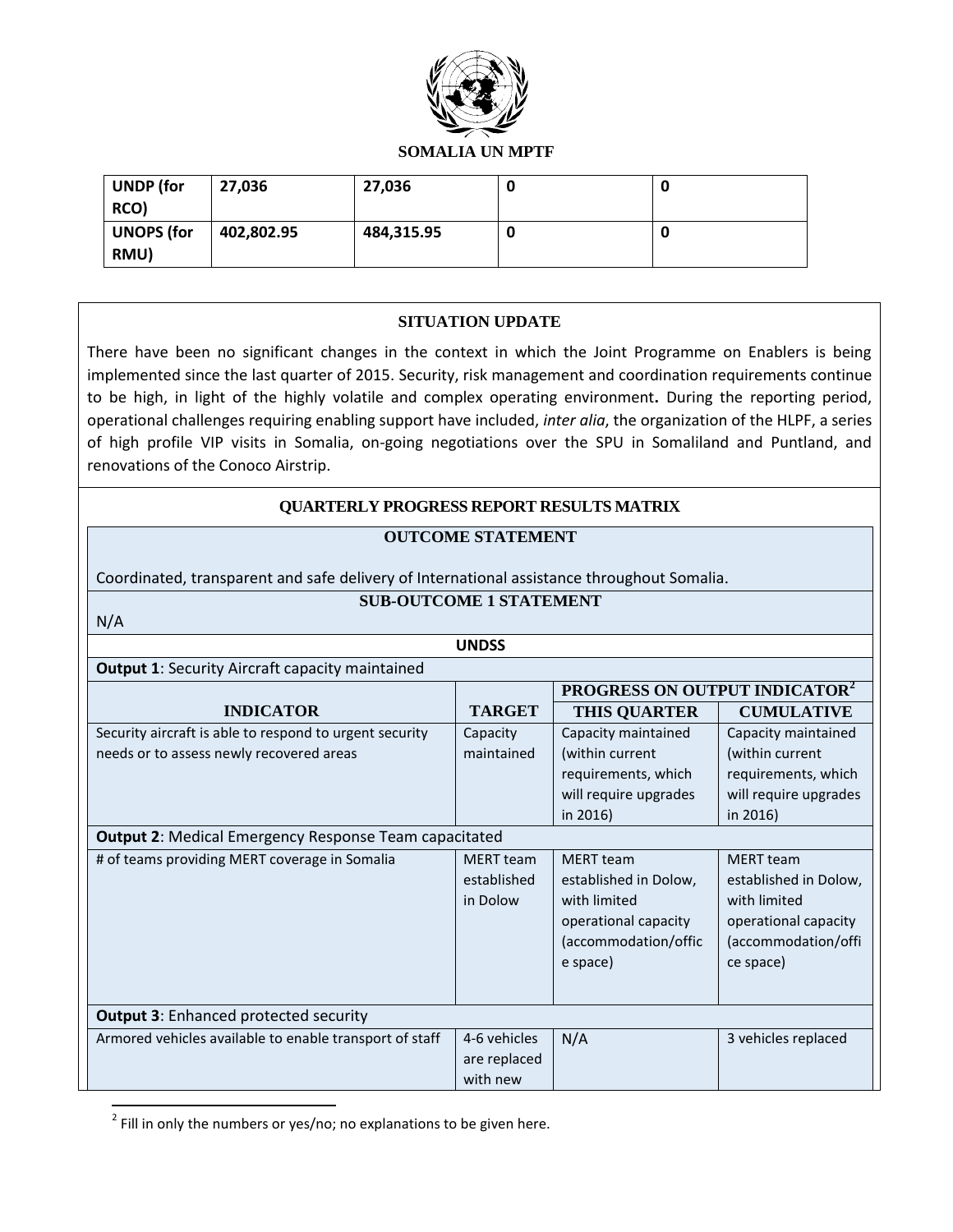**SOMALIA UN MPTF**

| UNDP (for RCO) | 27,036 | 27,036 | 0 | 0 |
|---|---|---|---|---|
| UNOPS (for RMU) | 402,802.95 | 484,315.95 | 0 | 0 |

## SITUATION UPDATE

There have been no significant changes in the context in which the Joint Programme on Enablers is being implemented since the last quarter of 2015. Security, risk management and coordination requirements continue to be high, in light of the highly volatile and complex operating environment**.** During the reporting period, operational challenges requiring enabling support have included, *inter alia*, the organization of the HLPF, a series of high profile VIP visits in Somalia, on-going negotiations over the SPU in Somaliland and Puntland, and renovations of the Conoco Airstrip.

## QUARTERLY PROGRESS REPORT RESULTS MATRIX

### OUTCOME STATEMENT

Coordinated, transparent and safe delivery of International assistance throughout Somalia.

### SUB-OUTCOME 1 STATEMENT

N/A

**UNDSS**

| INDICATOR | TARGET | PROGRESS ON OUTPUT INDICATOR[2] THIS QUARTER | CUMULATIVE |
|---|---|---|---|
| **Output 1**: Security Aircraft capacity maintained | | | |
| Security aircraft is able to respond to urgent security needs or to assess newly recovered areas | Capacity maintained | Capacity maintained (within current requirements, which will require upgrades in 2016) | Capacity maintained (within current requirements, which will require upgrades in 2016) |
| **Output 2**: Medical Emergency Response Team capacitated | | | |
| # of teams providing MERT coverage in Somalia | MERT team established in Dolow | MERT team established in Dolow, with limited operational capacity (accommodation/office space) | MERT team established in Dolow, with limited operational capacity (accommodation/office space) |
| **Output 3**: Enhanced protected security | | | |
| Armored vehicles available to enable transport of staff | 4-6 vehicles are replaced with new | N/A | 3 vehicles replaced |

[2] Fill in only the numbers or yes/no; no explanations to be given here.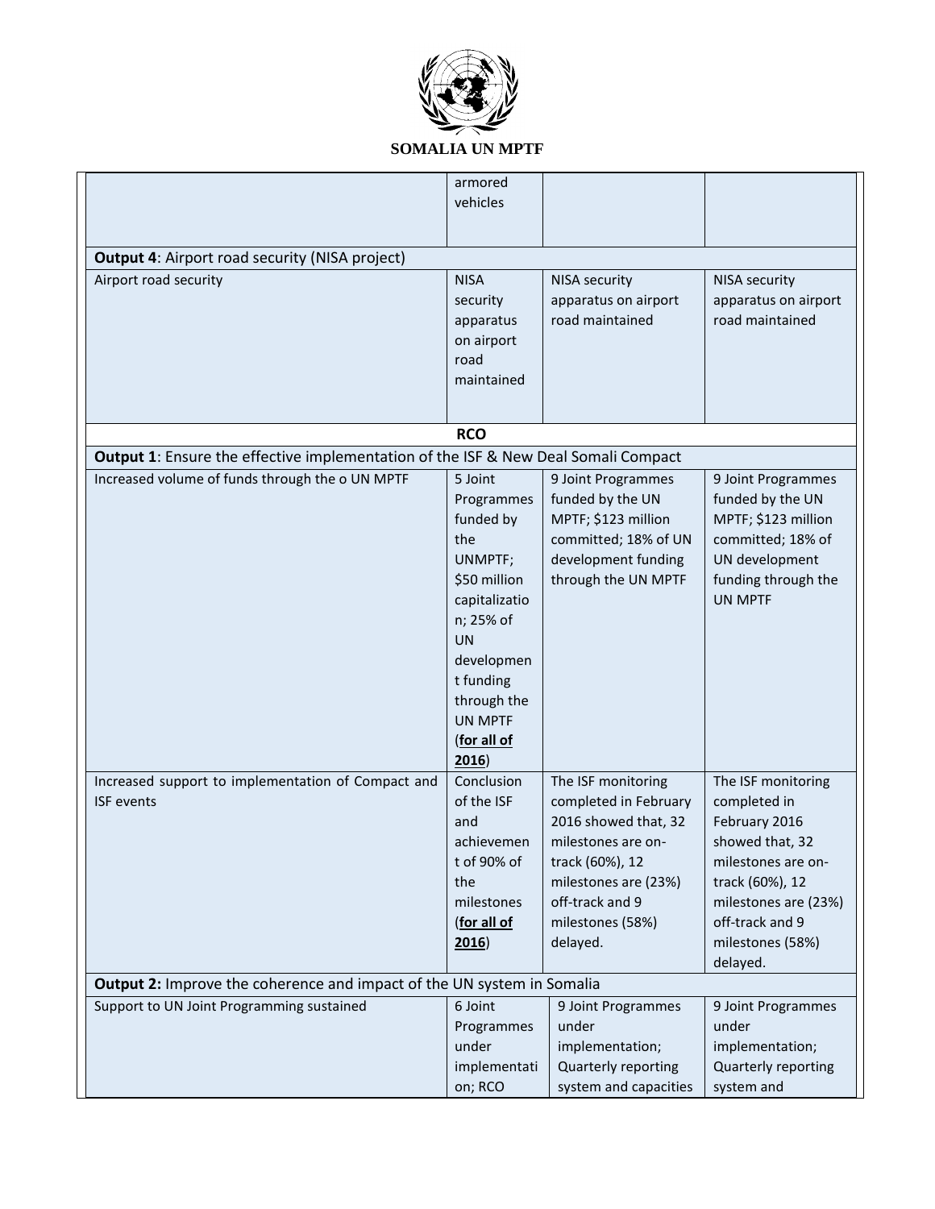| | | | |
|---|---|---|---|
| | armored vehicles | | |
| **Output 4**: Airport road security (NISA project) | | | |
| Airport road security | NISA security apparatus on airport road maintained | NISA security apparatus on airport road maintained | NISA security apparatus on airport road maintained |
| **RCO** | | | |
| **Output 1**: Ensure the effective implementation of the ISF & New Deal Somali Compact | | | |
| Increased volume of funds through the o UN MPTF | 5 Joint Programmes funded by the UNMPTF; \$50 million capitalization; 25% of UN development funding through the UN MPTF (**for all of 2016**) | 9 Joint Programmes funded by the UN MPTF; \$123 million committed; 18% of UN development funding through the UN MPTF | 9 Joint Programmes funded by the UN MPTF; \$123 million committed; 18% of UN development funding through the UN MPTF |
| Increased support to implementation of Compact and ISF events | Conclusion of the ISF and achievement of 90% of the milestones (**for all of 2016**) | The ISF monitoring completed in February 2016 showed that, 32 milestones are on-track (60%), 12 milestones are (23%) off-track and 9 milestones (58%) delayed. | The ISF monitoring completed in February 2016 showed that, 32 milestones are on-track (60%), 12 milestones are (23%) off-track and 9 milestones (58%) delayed. |
| **Output 2:** Improve the coherence and impact of the UN system in Somalia | | | |
| Support to UN Joint Programming sustained | 6 Joint Programmes under implementation; RCO | 9 Joint Programmes under implementation; Quarterly reporting system and capacities | 9 Joint Programmes under implementation; Quarterly reporting system and |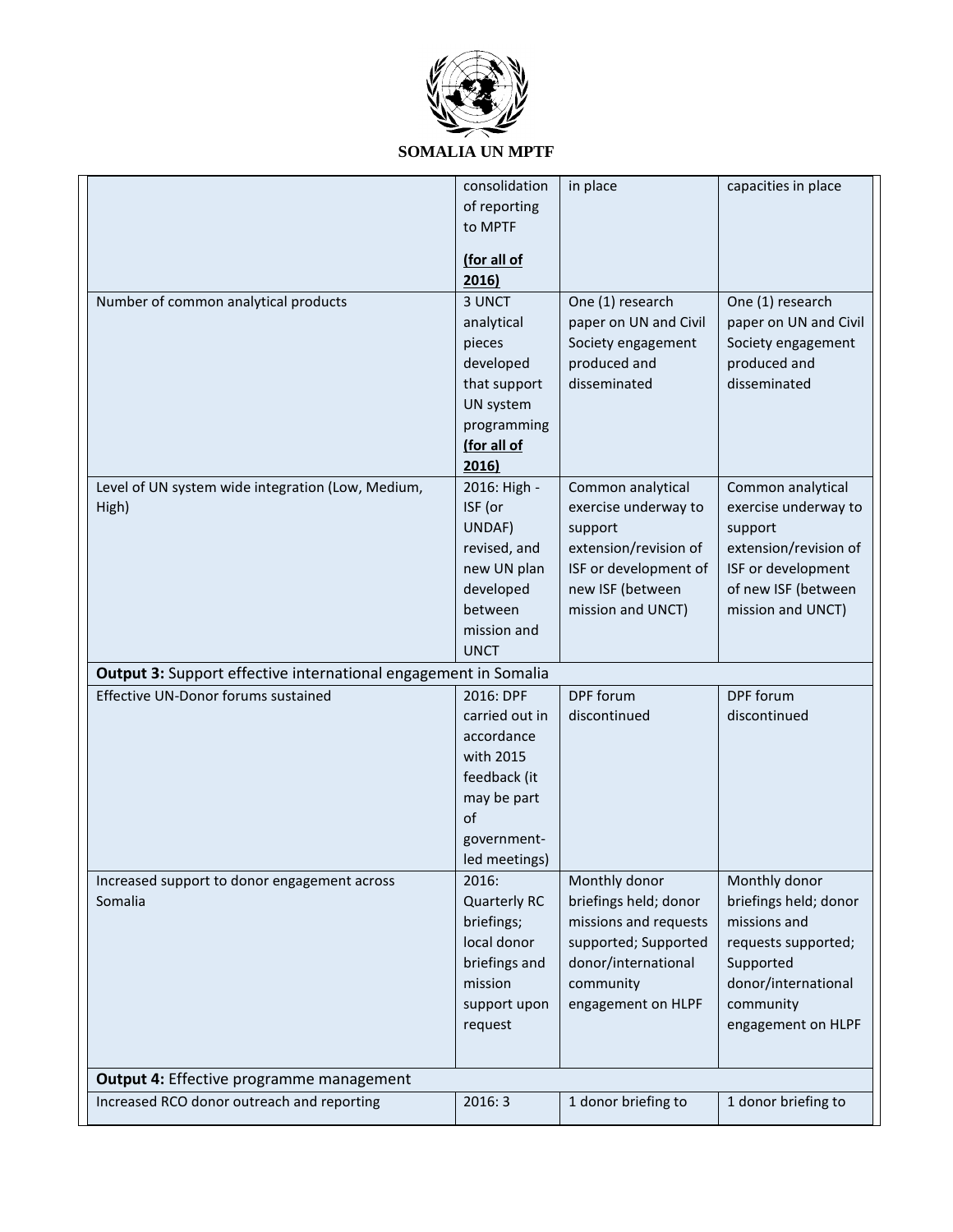| | | | |
|---|---|---|---|
| | consolidation of reporting to MPTF **(for all of 2016)** | in place | capacities in place |
| Number of common analytical products | 3 UNCT analytical pieces developed that support UN system programming **(for all of 2016)** | One (1) research paper on UN and Civil Society engagement produced and disseminated | One (1) research paper on UN and Civil Society engagement produced and disseminated |
| Level of UN system wide integration (Low, Medium, High) | 2016: High - ISF (or UNDAF) revised, and new UN plan developed between mission and UNCT | Common analytical exercise underway to support extension/revision of ISF or development of new ISF (between mission and UNCT) | Common analytical exercise underway to support extension/revision of ISF or development of new ISF (between mission and UNCT) |
| **Output 3:** Support effective international engagement in Somalia | | | |
| Effective UN-Donor forums sustained | 2016: DPF carried out in accordance with 2015 feedback (it may be part of government-led meetings) | DPF forum discontinued | DPF forum discontinued |
| Increased support to donor engagement across Somalia | 2016: Quarterly RC briefings; local donor briefings and mission support upon request | Monthly donor briefings held; donor missions and requests supported; Supported donor/international community engagement on HLPF | Monthly donor briefings held; donor missions and requests supported; Supported donor/international community engagement on HLPF |
| **Output 4:** Effective programme management | | | |
| Increased RCO donor outreach and reporting | 2016: 3 | 1 donor briefing to | 1 donor briefing to |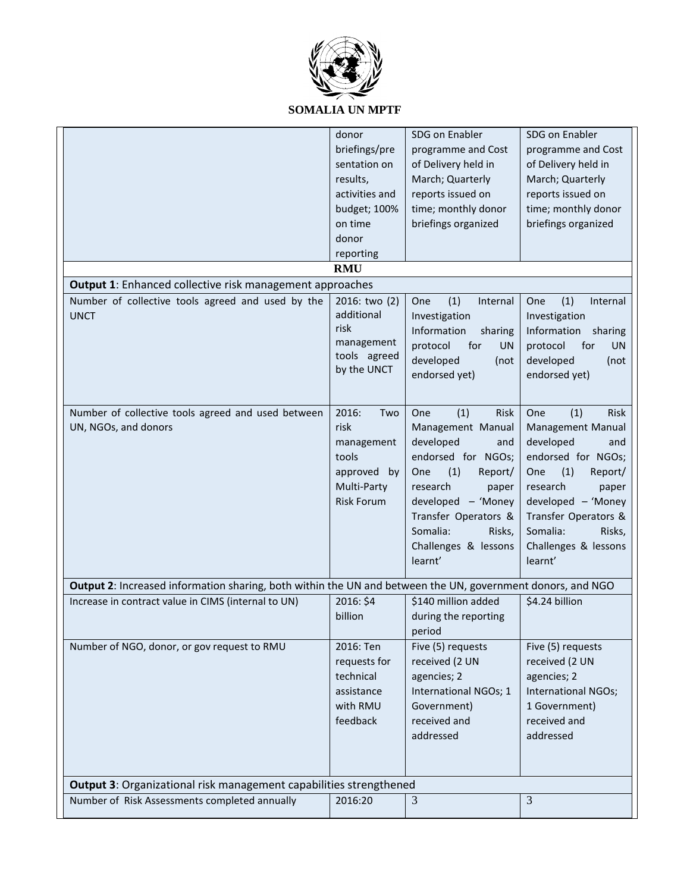**SOMALIA UN MPTF**

| | | | |
|---|---|---|---|
| | donor briefings/presentation on results, activities and budget; 100% on time donor reporting | SDG on Enabler programme and Cost of Delivery held in March; Quarterly reports issued on time; monthly donor briefings organized | SDG on Enabler programme and Cost of Delivery held in March; Quarterly reports issued on time; monthly donor briefings organized |
| **RMU** | | | |
| **Output 1**: Enhanced collective risk management approaches | | | |
| Number of collective tools agreed and used by the UNCT | 2016: two (2) additional risk management tools agreed by the UNCT | One (1) Internal Investigation Information sharing protocol for UN developed (not endorsed yet) | One (1) Internal Investigation Information sharing protocol for UN developed (not endorsed yet) |
| Number of collective tools agreed and used between UN, NGOs, and donors | 2016: Two risk management tools approved by Multi-Party Risk Forum | One (1) Risk Management Manual developed and endorsed for NGOs; One (1) Report/ research paper developed – 'Money Transfer Operators & Somalia: Risks, Challenges & lessons learnt' | One (1) Risk Management Manual developed and endorsed for NGOs; One (1) Report/ research paper developed – 'Money Transfer Operators & Somalia: Risks, Challenges & lessons learnt' |
| **Output 2**: Increased information sharing, both within the UN and between the UN, government donors, and NGO | | | |
| Increase in contract value in CIMS (internal to UN) | 2016: $4 billion | $140 million added during the reporting period | $4.24 billion |
| Number of NGO, donor, or gov request to RMU | 2016: Ten requests for technical assistance with RMU feedback | Five (5) requests received (2 UN agencies; 2 International NGOs; 1 Government) received and addressed | Five (5) requests received (2 UN agencies; 2 International NGOs; 1 Government) received and addressed |
| **Output 3**: Organizational risk management capabilities strengthened | | | |
| Number of Risk Assessments completed annually | 2016:20 | 3 | 3 |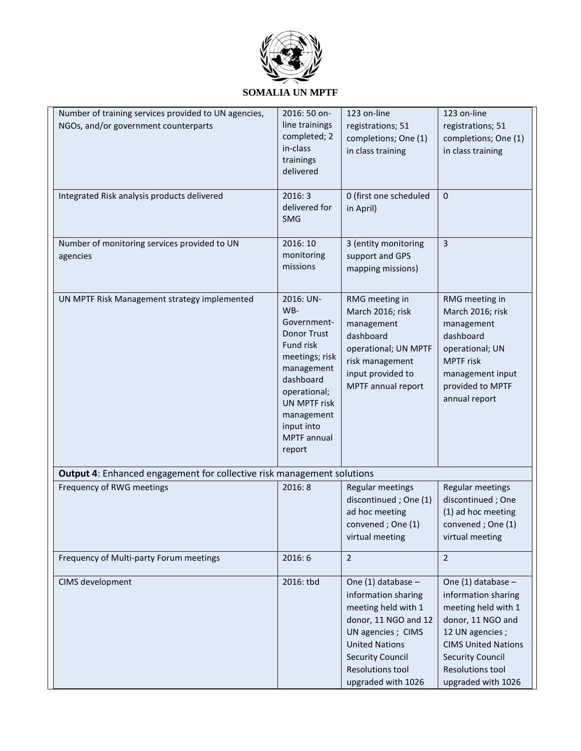| | | | |
|---|---|---|---|
| Number of training services provided to UN agencies, NGOs, and/or government counterparts | 2016: 50 on-line trainings completed; 2 in-class trainings delivered | 123 on-line registrations; 51 completions; One (1) in class training | 123 on-line registrations; 51 completions; One (1) in class training |
| Integrated Risk analysis products delivered | 2016: 3 delivered for SMG | 0 (first one scheduled in April) | 0 |
| Number of monitoring services provided to UN agencies | 2016: 10 monitoring missions | 3 (entity monitoring support and GPS mapping missions) | 3 |
| UN MPTF Risk Management strategy implemented | 2016: UN-WB-Government-Donor Trust Fund risk meetings; risk management dashboard operational; UN MPTF risk management input into MPTF annual report | RMG meeting in March 2016; risk management dashboard operational; UN MPTF risk management input provided to MPTF annual report | RMG meeting in March 2016; risk management dashboard operational; UN MPTF risk management input provided to MPTF annual report |
| **Output 4**: Enhanced engagement for collective risk management solutions | | | |
| Frequency of RWG meetings | 2016: 8 | Regular meetings discontinued ; One (1) ad hoc meeting convened ; One (1) virtual meeting | Regular meetings discontinued ; One (1) ad hoc meeting convened ; One (1) virtual meeting |
| Frequency of Multi-party Forum meetings | 2016: 6 | 2 | 2 |
| CIMS development | 2016: tbd | One (1) database – information sharing meeting held with 1 donor, 11 NGO and 12 UN agencies ; CIMS United Nations Security Council Resolutions tool upgraded with 1026 | One (1) database – information sharing meeting held with 1 donor, 11 NGO and 12 UN agencies ; CIMS United Nations Security Council Resolutions tool upgraded with 1026 |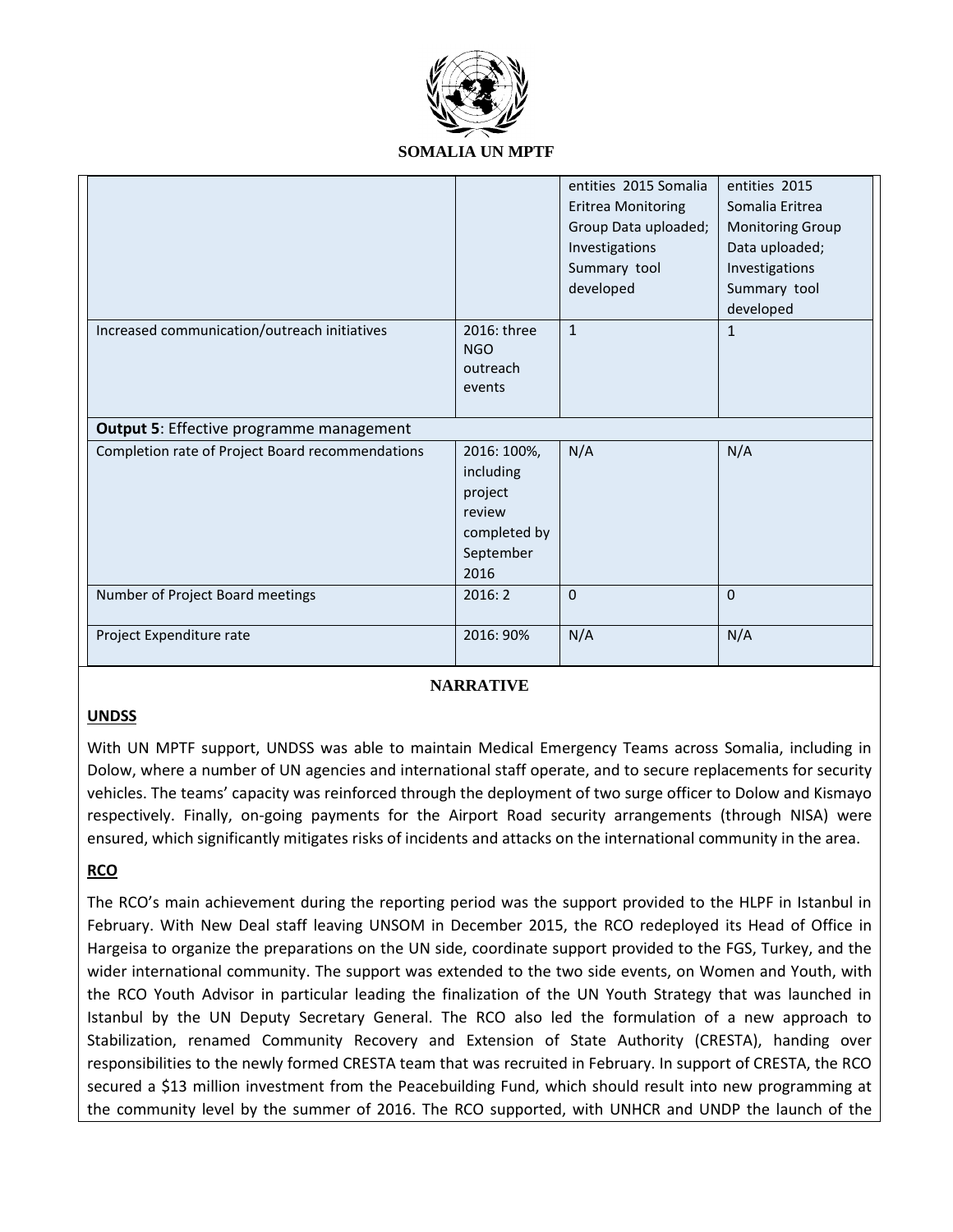| | | | |
|---|---|---|---|
| | | entities 2015 Somalia Eritrea Monitoring Group Data uploaded; Investigations Summary tool developed | entities 2015 Somalia Eritrea Monitoring Group Data uploaded; Investigations Summary tool developed |
| Increased communication/outreach initiatives | 2016: three NGO outreach events | 1 | 1 |
| **Output 5**: Effective programme management | | | |
| Completion rate of Project Board recommendations | 2016: 100%, including project review completed by September 2016 | N/A | N/A |
| Number of Project Board meetings | 2016: 2 | 0 | 0 |
| Project Expenditure rate | 2016: 90% | N/A | N/A |

**NARRATIVE**

**UNDSS**

With UN MPTF support, UNDSS was able to maintain Medical Emergency Teams across Somalia, including in Dolow, where a number of UN agencies and international staff operate, and to secure replacements for security vehicles. The teams' capacity was reinforced through the deployment of two surge officer to Dolow and Kismayo respectively. Finally, on-going payments for the Airport Road security arrangements (through NISA) were ensured, which significantly mitigates risks of incidents and attacks on the international community in the area.

**RCO**

The RCO's main achievement during the reporting period was the support provided to the HLPF in Istanbul in February. With New Deal staff leaving UNSOM in December 2015, the RCO redeployed its Head of Office in Hargeisa to organize the preparations on the UN side, coordinate support provided to the FGS, Turkey, and the wider international community. The support was extended to the two side events, on Women and Youth, with the RCO Youth Advisor in particular leading the finalization of the UN Youth Strategy that was launched in Istanbul by the UN Deputy Secretary General. The RCO also led the formulation of a new approach to Stabilization, renamed Community Recovery and Extension of State Authority (CRESTA), handing over responsibilities to the newly formed CRESTA team that was recruited in February. In support of CRESTA, the RCO secured a $13 million investment from the Peacebuilding Fund, which should result into new programming at the community level by the summer of 2016. The RCO supported, with UNHCR and UNDP the launch of the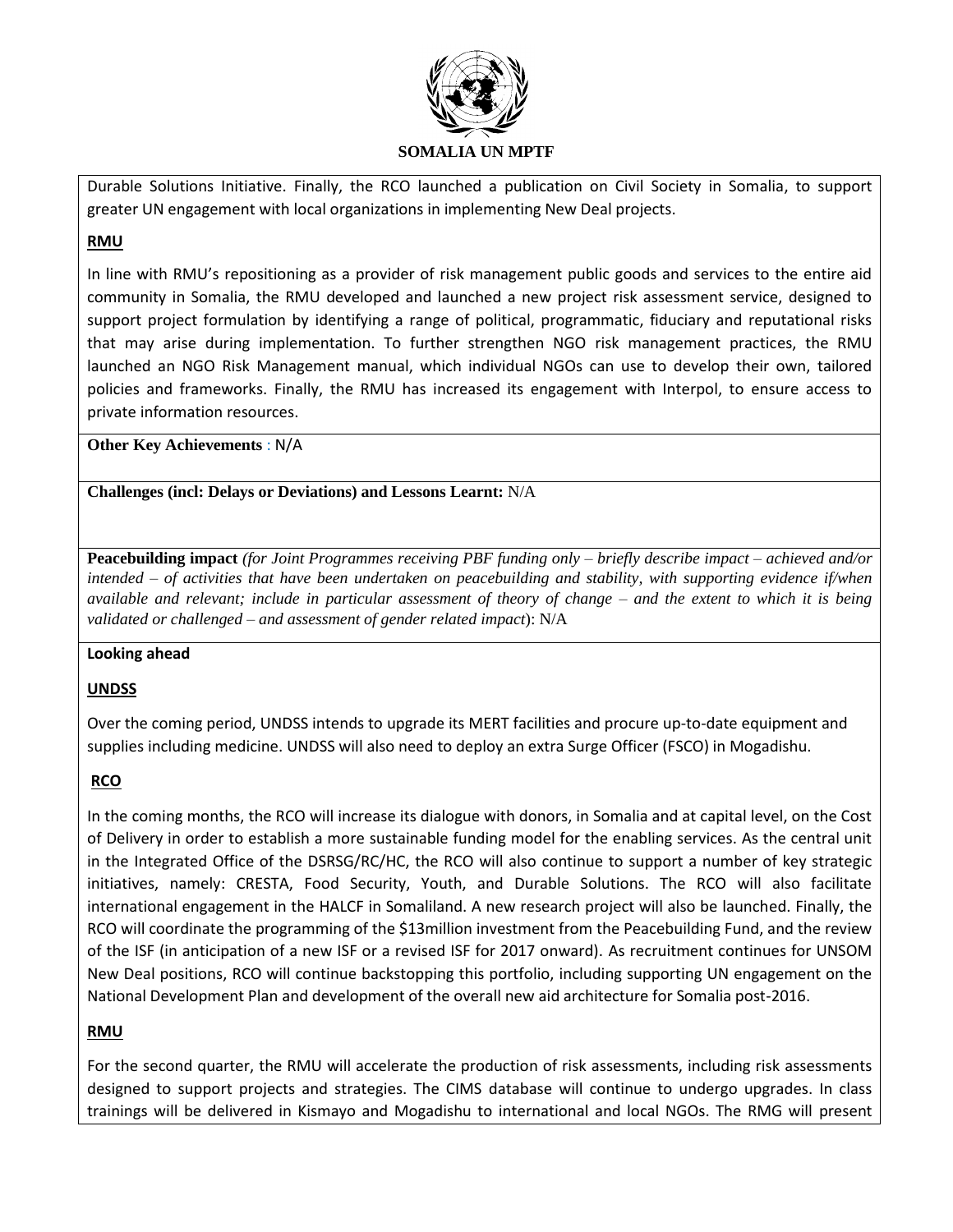Durable Solutions Initiative. Finally, the RCO launched a publication on Civil Society in Somalia, to support greater UN engagement with local organizations in implementing New Deal projects.

**RMU**

In line with RMU's repositioning as a provider of risk management public goods and services to the entire aid community in Somalia, the RMU developed and launched a new project risk assessment service, designed to support project formulation by identifying a range of political, programmatic, fiduciary and reputational risks that may arise during implementation. To further strengthen NGO risk management practices, the RMU launched an NGO Risk Management manual, which individual NGOs can use to develop their own, tailored policies and frameworks. Finally, the RMU has increased its engagement with Interpol, to ensure access to private information resources.

**Other Key Achievements** : N/A

**Challenges (incl: Delays or Deviations) and Lessons Learnt:** N/A

**Peacebuilding impact** *(for Joint Programmes receiving PBF funding only – briefly describe impact – achieved and/or intended – of activities that have been undertaken on peacebuilding and stability, with supporting evidence if/when available and relevant; include in particular assessment of theory of change – and the extent to which it is being validated or challenged – and assessment of gender related impact)*: N/A

**Looking ahead**

**UNDSS**

Over the coming period, UNDSS intends to upgrade its MERT facilities and procure up-to-date equipment and supplies including medicine. UNDSS will also need to deploy an extra Surge Officer (FSCO) in Mogadishu.

**RCO**

In the coming months, the RCO will increase its dialogue with donors, in Somalia and at capital level, on the Cost of Delivery in order to establish a more sustainable funding model for the enabling services. As the central unit in the Integrated Office of the DSRSG/RC/HC, the RCO will also continue to support a number of key strategic initiatives, namely: CRESTA, Food Security, Youth, and Durable Solutions. The RCO will also facilitate international engagement in the HALCF in Somaliland. A new research project will also be launched. Finally, the RCO will coordinate the programming of the \$13million investment from the Peacebuilding Fund, and the review of the ISF (in anticipation of a new ISF or a revised ISF for 2017 onward). As recruitment continues for UNSOM New Deal positions, RCO will continue backstopping this portfolio, including supporting UN engagement on the National Development Plan and development of the overall new aid architecture for Somalia post-2016.

**RMU**

For the second quarter, the RMU will accelerate the production of risk assessments, including risk assessments designed to support projects and strategies. The CIMS database will continue to undergo upgrades. In class trainings will be delivered in Kismayo and Mogadishu to international and local NGOs. The RMG will present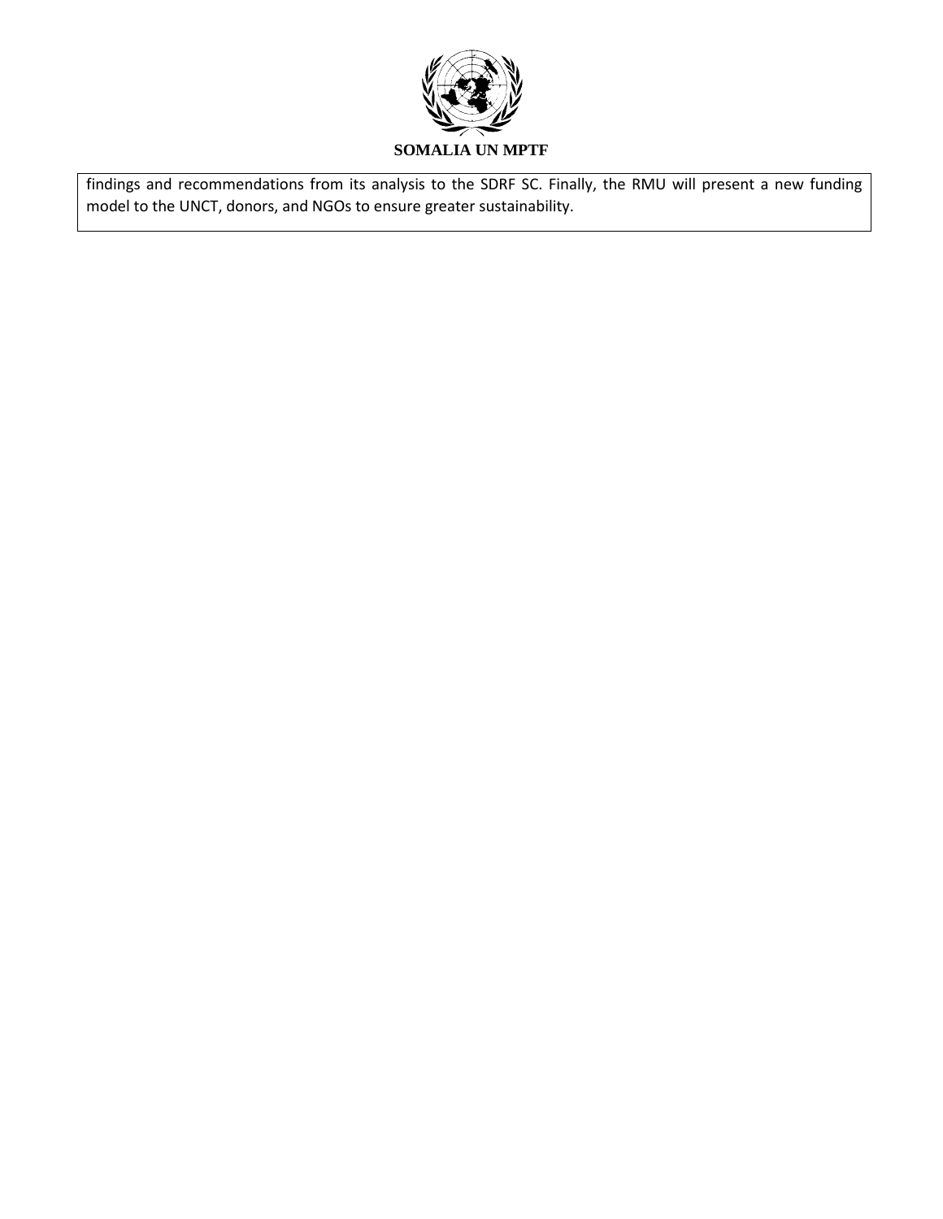findings and recommendations from its analysis to the SDRF SC. Finally, the RMU will present a new funding model to the UNCT, donors, and NGOs to ensure greater sustainability.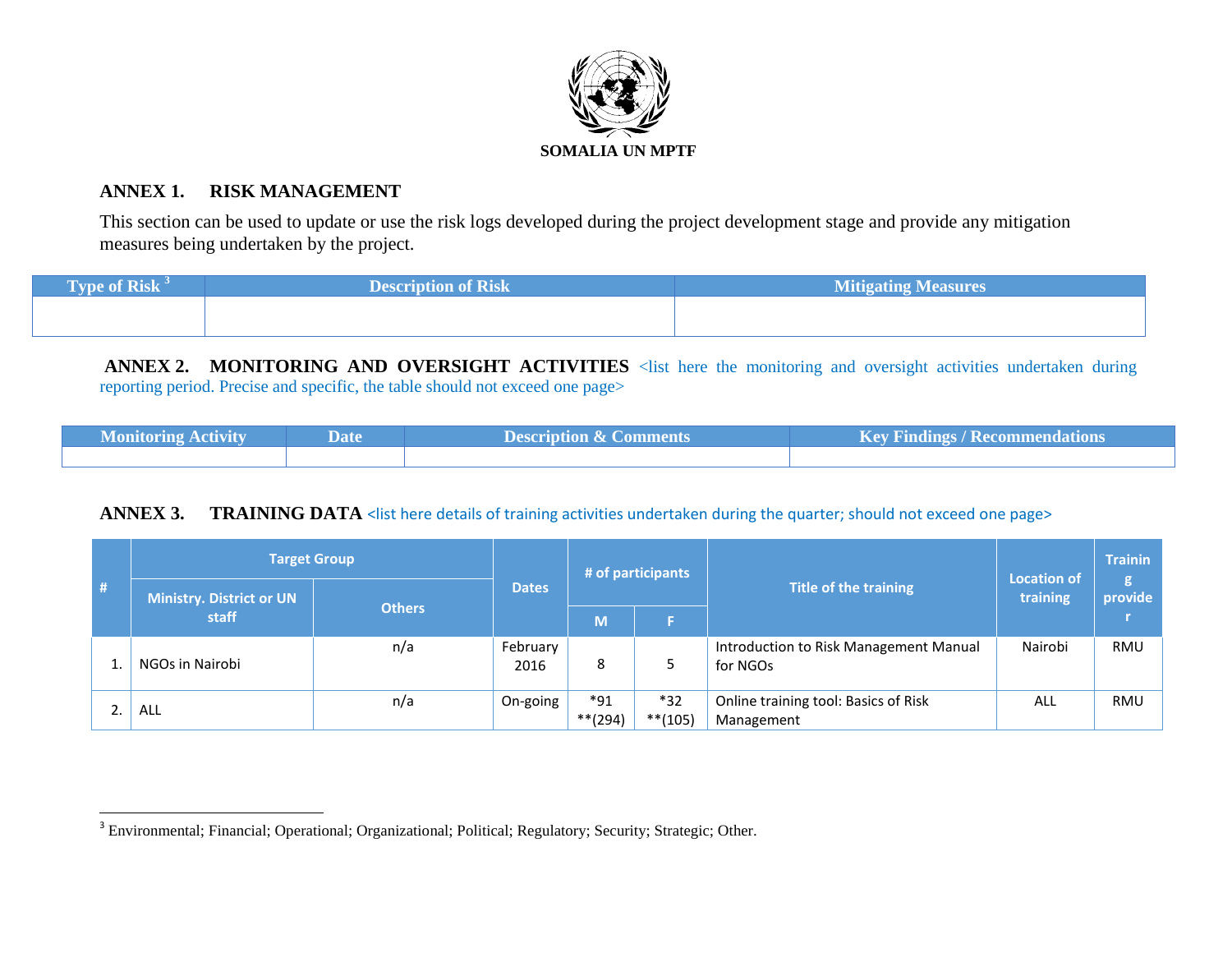**SOMALIA UN MPTF**

## ANNEX 1. RISK MANAGEMENT

This section can be used to update or use the risk logs developed during the project development stage and provide any mitigation measures being undertaken by the project.

| Type of Risk [3] | Description of Risk | Mitigating Measures |
|---|---|---|
| | | |

## ANNEX 2. MONITORING AND OVERSIGHT ACTIVITIES <list here the monitoring and oversight activities undertaken during reporting period. Precise and specific, the table should not exceed one page>

| Monitoring Activity | Date | Description & Comments | Key Findings / Recommendations |
|---|---|---|---|
| | | | |

## ANNEX 3. TRAINING DATA <list here details of training activities undertaken during the quarter; should not exceed one page>

| # | Target Group | | Dates | # of participants | | Title of the training | Location of training | Training provider |
|---|---|---|---|---|---|---|---|---|
| | Ministry. District or UN staff | Others | | M | F | | | |
| 1. | NGOs in Nairobi | n/a | February 2016 | 8 | 5 | Introduction to Risk Management Manual for NGOs | Nairobi | RMU |
| 2. | ALL | n/a | On-going | *91 **(294) | *32 **(105) | Online training tool: Basics of Risk Management | ALL | RMU |

[3] Environmental; Financial; Operational; Organizational; Political; Regulatory; Security; Strategic; Other.